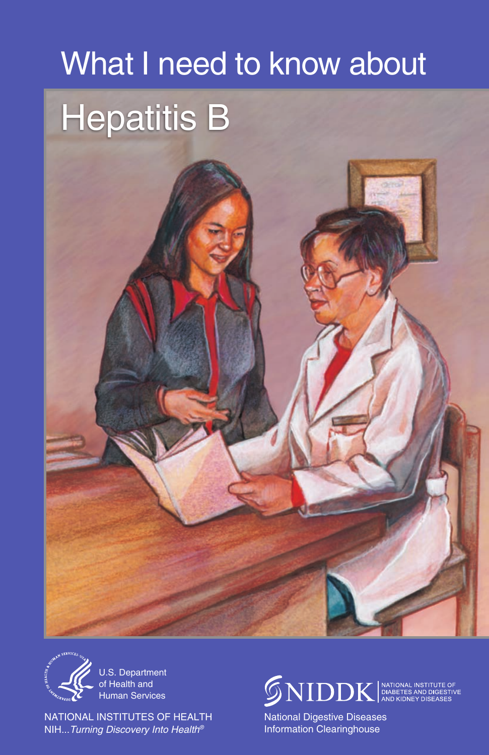# What I need to know about Hepatitis B

U.S. Department of Health and Human Services

NATIONAL INSTITUTES OF HEALTH
NIH...*Turning Discovery Into Health*®

NIDDK | NATIONAL INSTITUTE OF DIABETES AND DIGESTIVE AND KIDNEY DISEASES

National Digestive Diseases Information Clearinghouse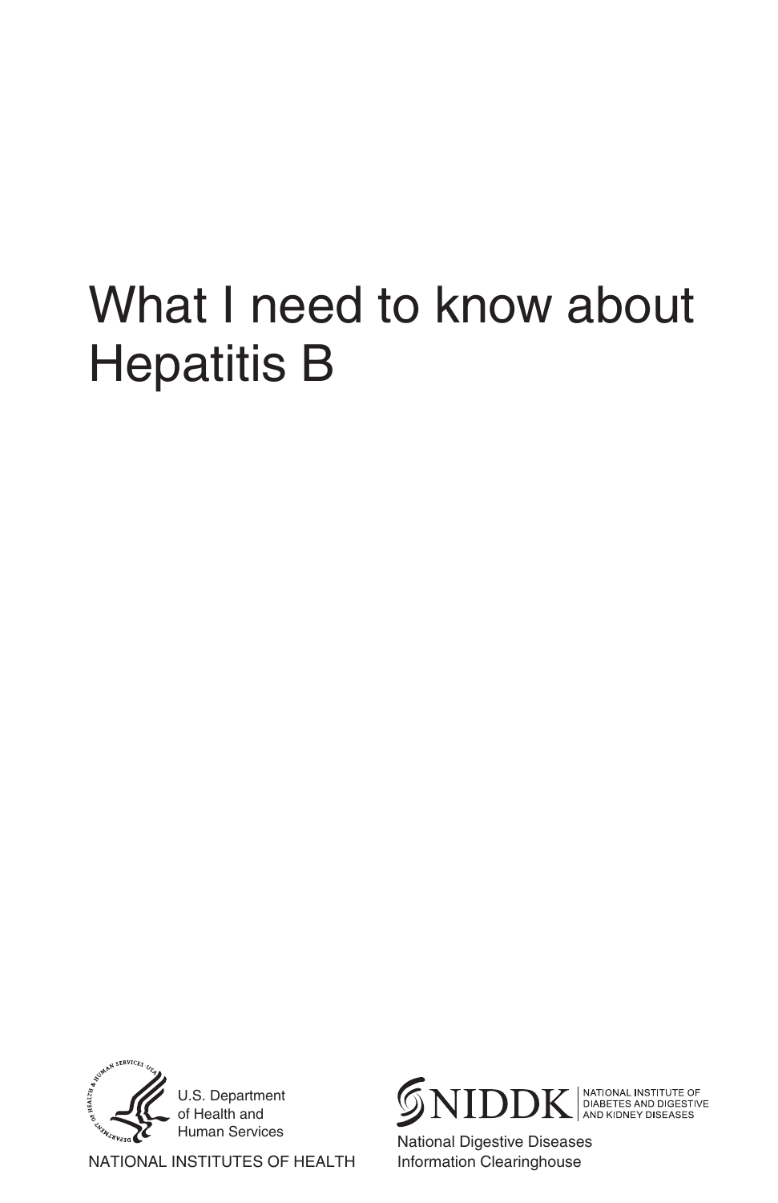# What I need to know about Hepatitis B

U.S. Department of Health and Human Services

NATIONAL INSTITUTES OF HEALTH

NIDDK NATIONAL INSTITUTE OF DIABETES AND DIGESTIVE AND KIDNEY DISEASES

National Digestive Diseases Information Clearinghouse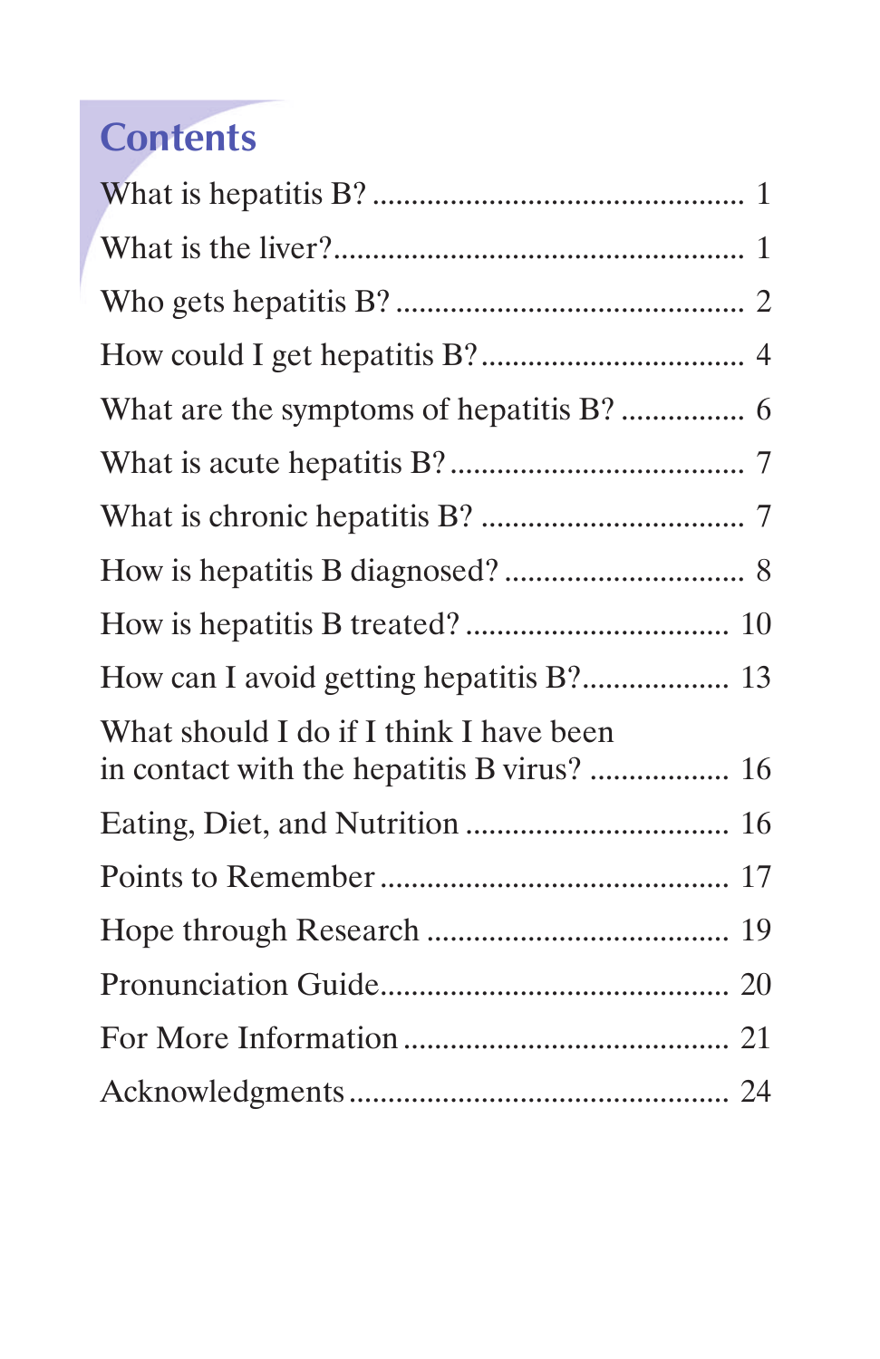## Contents

What is hepatitis B? ................................................ 1

What is the liver?..................................................... 1

Who gets hepatitis B? ............................................. 2

How could I get hepatitis B?.................................. 4

What are the symptoms of hepatitis B? ................ 6

What is acute hepatitis B?...................................... 7

What is chronic hepatitis B? .................................. 7

How is hepatitis B diagnosed? ............................... 8

How is hepatitis B treated? ................................. 10

How can I avoid getting hepatitis B?................... 13

What should I do if I think I have been in contact with the hepatitis B virus? .................. 16

Eating, Diet, and Nutrition ................................. 16

Points to Remember ............................................ 17

Hope through Research ...................................... 19

Pronunciation Guide............................................ 20

For More Information ......................................... 21

Acknowledgments ................................................ 24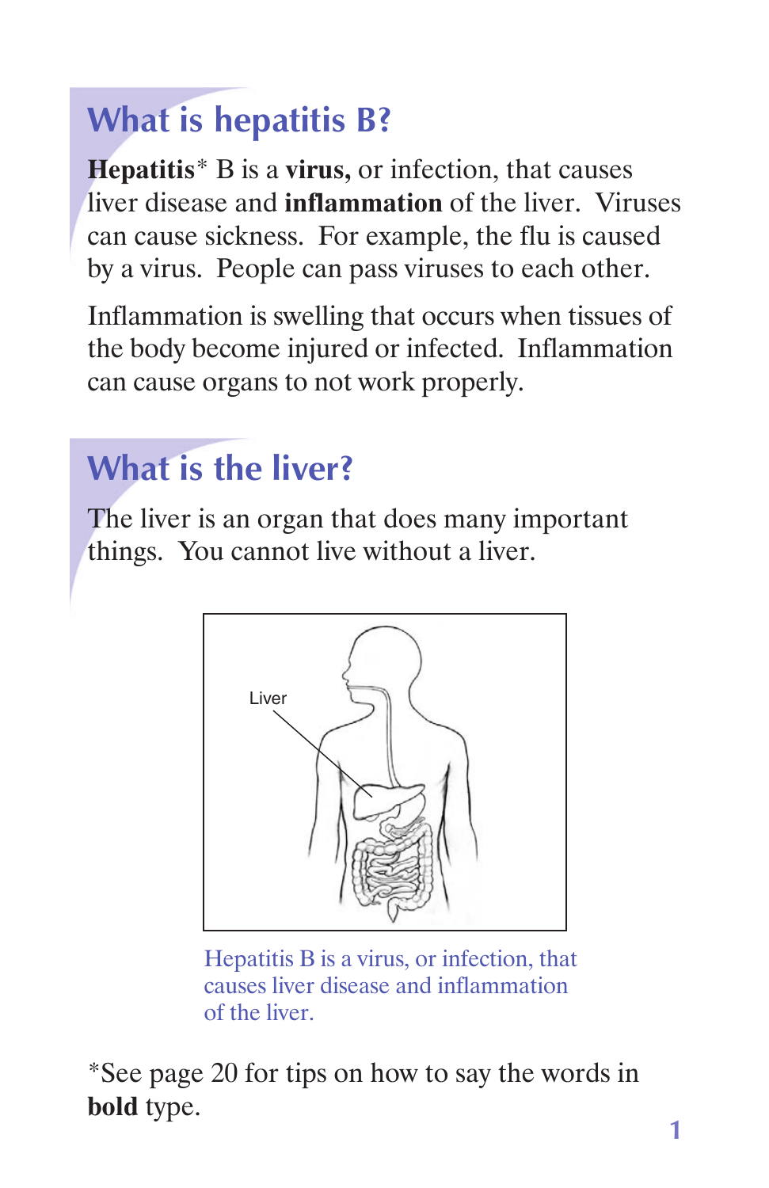## What is hepatitis B?

**Hepatitis*** B is a **virus,** or infection, that causes liver disease and **inflammation** of the liver. Viruses can cause sickness. For example, the flu is caused by a virus. People can pass viruses to each other.

Inflammation is swelling that occurs when tissues of the body become injured or infected. Inflammation can cause organs to not work properly.

## What is the liver?

The liver is an organ that does many important things. You cannot live without a liver.

Liver

Hepatitis B is a virus, or infection, that causes liver disease and inflammation of the liver.

*See page 20 for tips on how to say the words in **bold** type.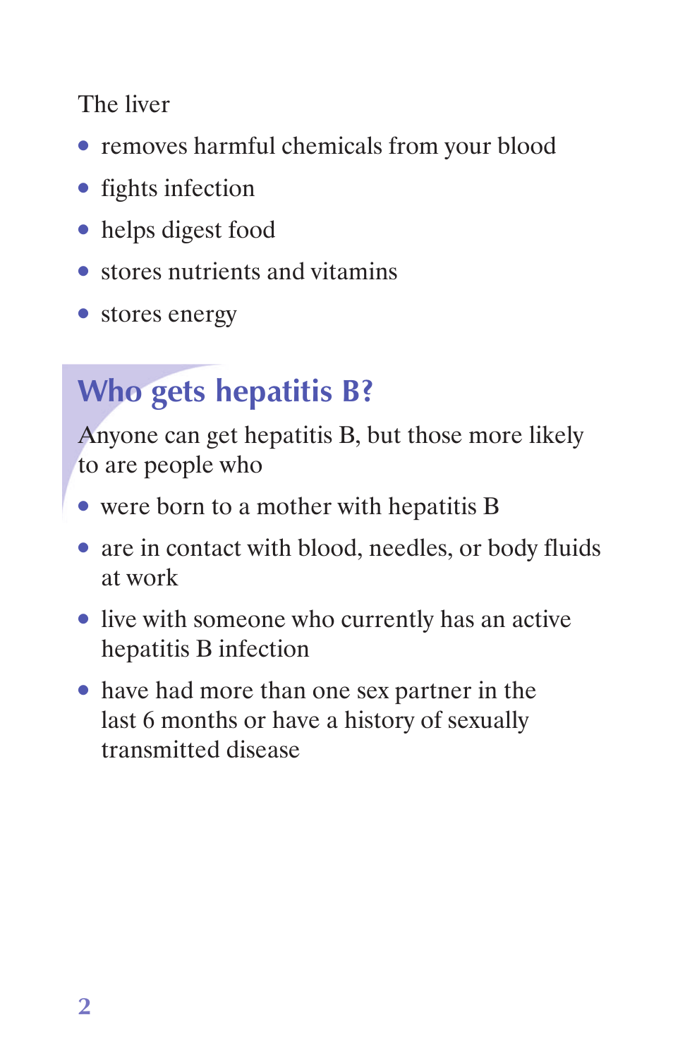The liver

- removes harmful chemicals from your blood
- fights infection
- helps digest food
- stores nutrients and vitamins
- stores energy

## Who gets hepatitis B?

Anyone can get hepatitis B, but those more likely to are people who

- were born to a mother with hepatitis B
- are in contact with blood, needles, or body fluids at work
- live with someone who currently has an active hepatitis B infection
- have had more than one sex partner in the last 6 months or have a history of sexually transmitted disease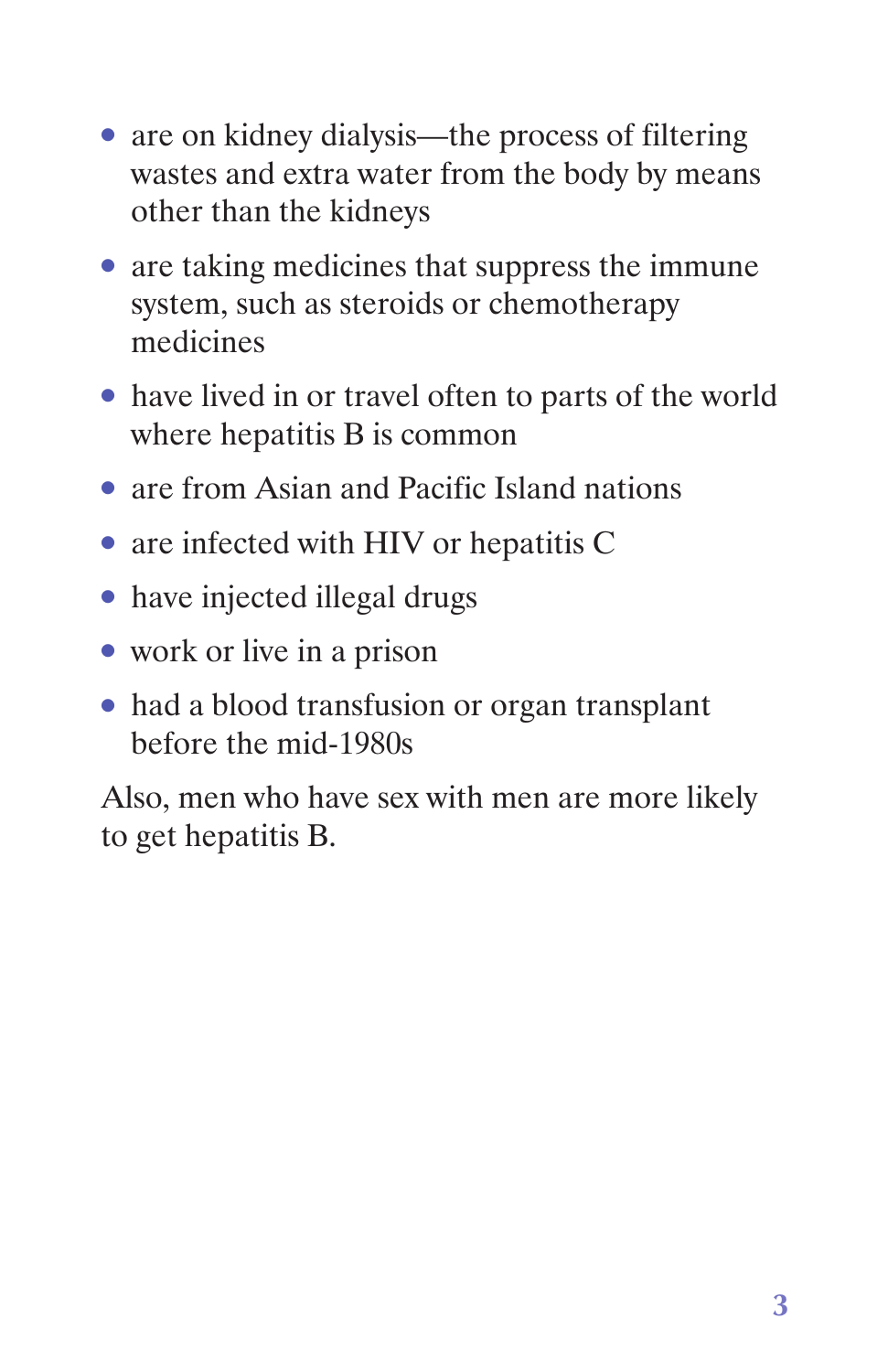- are on kidney dialysis—the process of filtering wastes and extra water from the body by means other than the kidneys
- are taking medicines that suppress the immune system, such as steroids or chemotherapy medicines
- have lived in or travel often to parts of the world where hepatitis B is common
- are from Asian and Pacific Island nations
- are infected with HIV or hepatitis C
- have injected illegal drugs
- work or live in a prison
- had a blood transfusion or organ transplant before the mid-1980s

Also, men who have sex with men are more likely to get hepatitis B.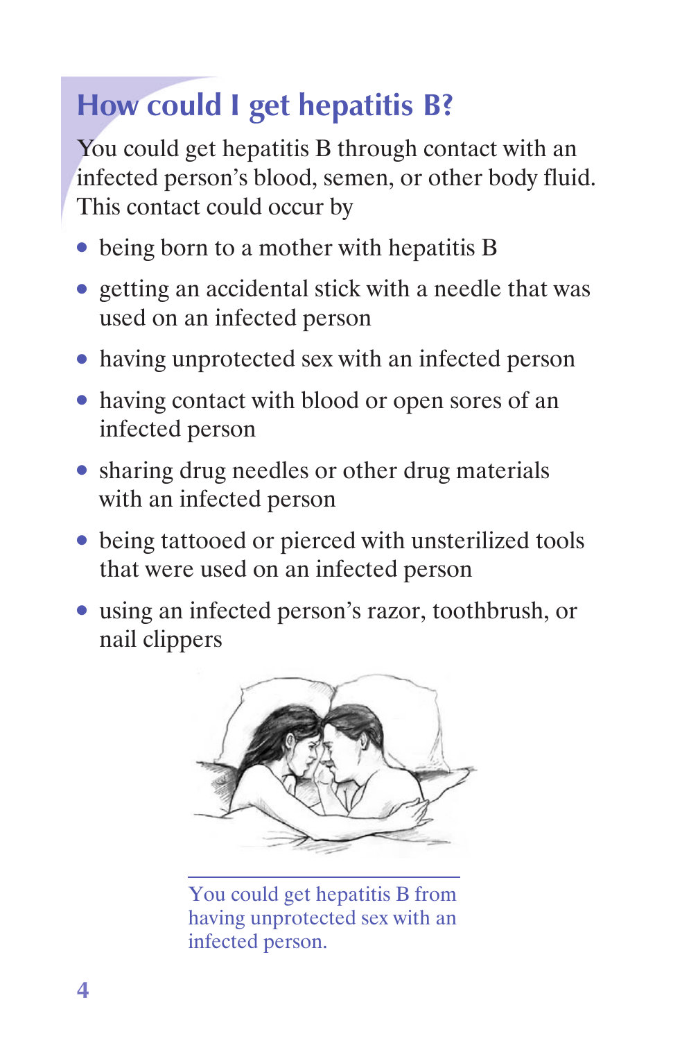## How could I get hepatitis B?

You could get hepatitis B through contact with an infected person's blood, semen, or other body fluid. This contact could occur by

- being born to a mother with hepatitis B
- getting an accidental stick with a needle that was used on an infected person
- having unprotected sex with an infected person
- having contact with blood or open sores of an infected person
- sharing drug needles or other drug materials with an infected person
- being tattooed or pierced with unsterilized tools that were used on an infected person
- using an infected person's razor, toothbrush, or nail clippers

You could get hepatitis B from having unprotected sex with an infected person.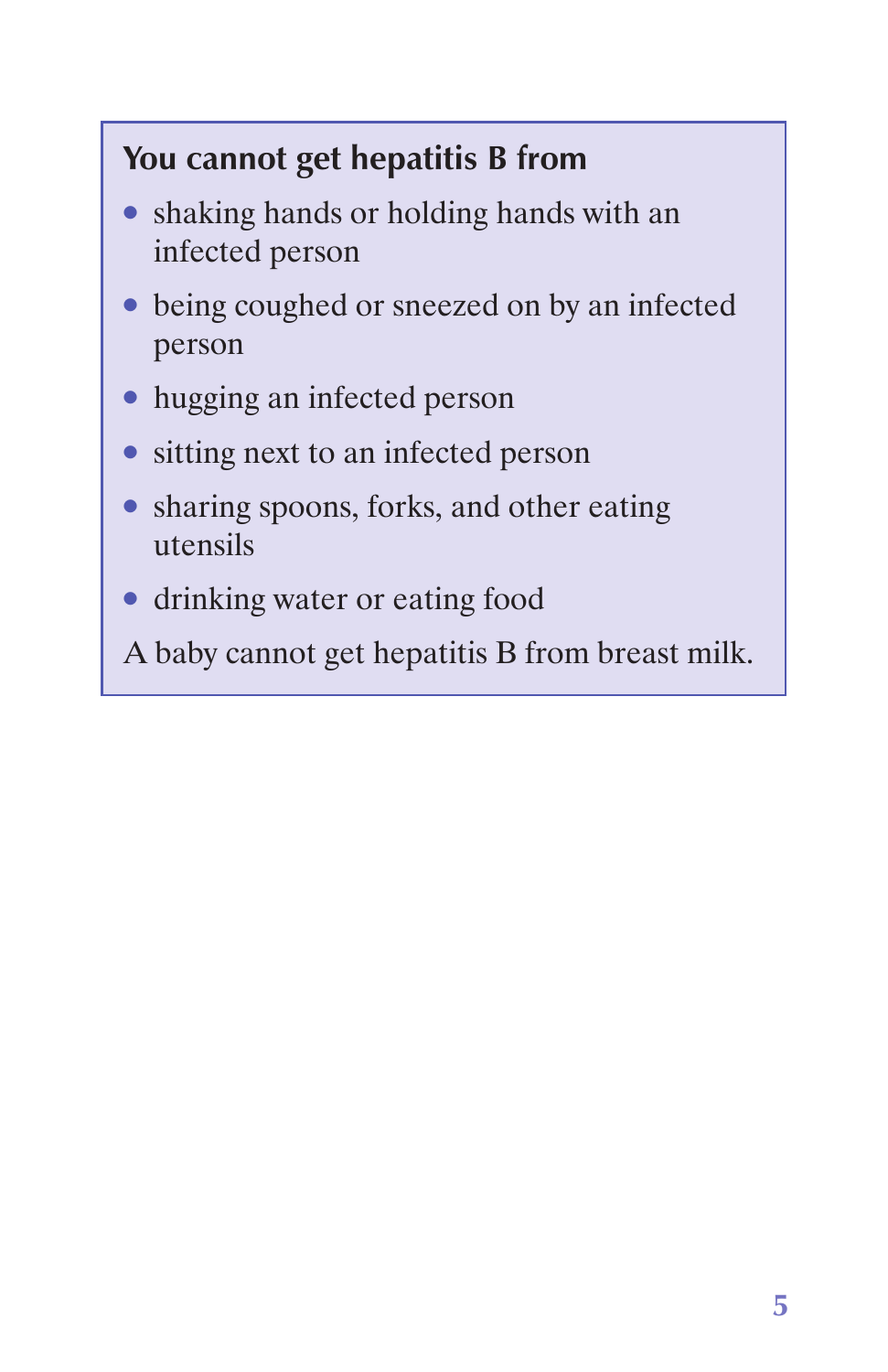### You cannot get hepatitis B from

- shaking hands or holding hands with an infected person
- being coughed or sneezed on by an infected person
- hugging an infected person
- sitting next to an infected person
- sharing spoons, forks, and other eating utensils
- drinking water or eating food

A baby cannot get hepatitis B from breast milk.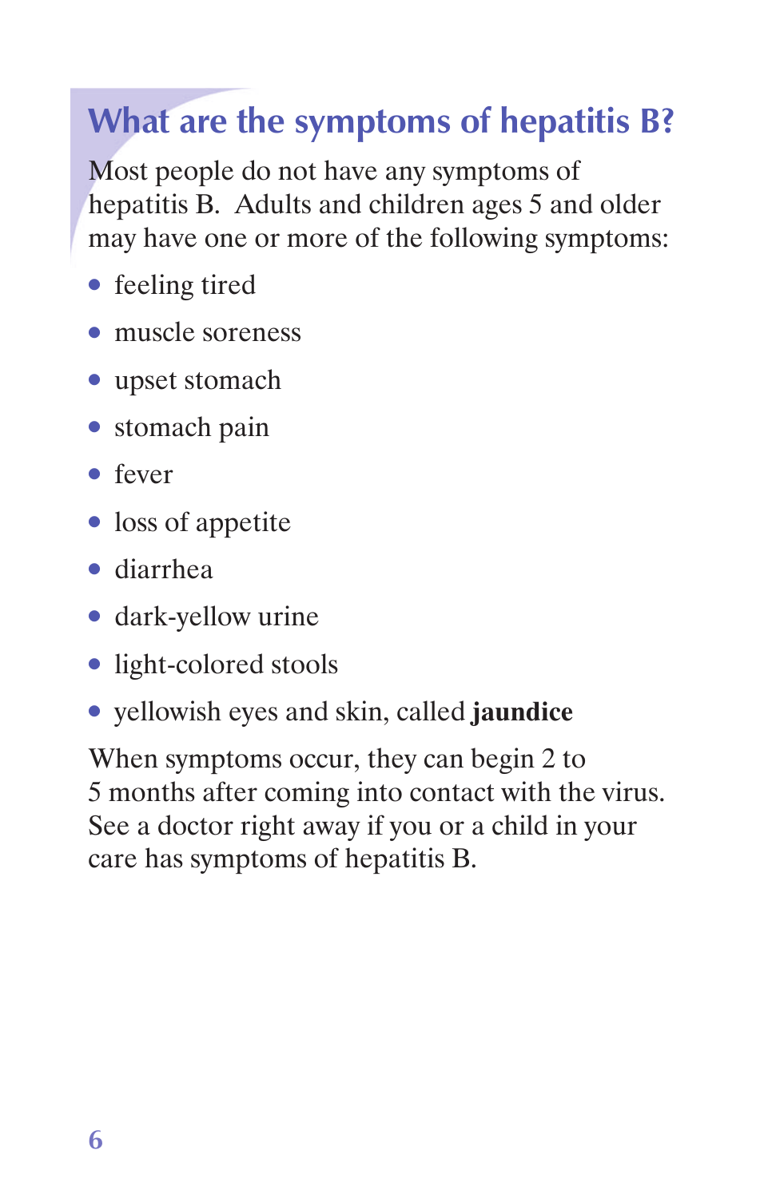## What are the symptoms of hepatitis B?

Most people do not have any symptoms of hepatitis B. Adults and children ages 5 and older may have one or more of the following symptoms:

- feeling tired
- muscle soreness
- upset stomach
- stomach pain
- fever
- loss of appetite
- diarrhea
- dark-yellow urine
- light-colored stools
- yellowish eyes and skin, called **jaundice**

When symptoms occur, they can begin 2 to 5 months after coming into contact with the virus. See a doctor right away if you or a child in your care has symptoms of hepatitis B.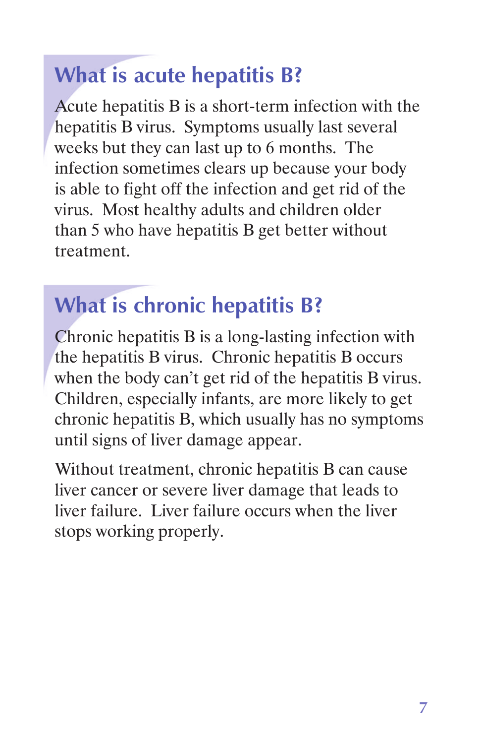## What is acute hepatitis B?

Acute hepatitis B is a short-term infection with the hepatitis B virus. Symptoms usually last several weeks but they can last up to 6 months. The infection sometimes clears up because your body is able to fight off the infection and get rid of the virus. Most healthy adults and children older than 5 who have hepatitis B get better without treatment.

## What is chronic hepatitis B?

Chronic hepatitis B is a long-lasting infection with the hepatitis B virus. Chronic hepatitis B occurs when the body can't get rid of the hepatitis B virus. Children, especially infants, are more likely to get chronic hepatitis B, which usually has no symptoms until signs of liver damage appear.

Without treatment, chronic hepatitis B can cause liver cancer or severe liver damage that leads to liver failure. Liver failure occurs when the liver stops working properly.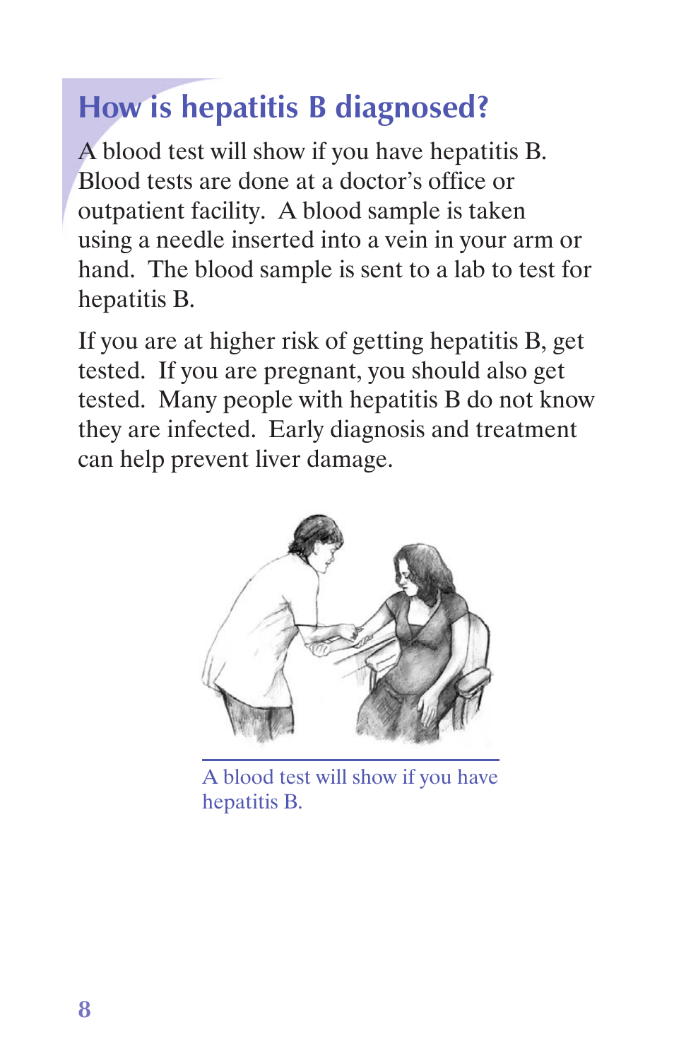## How is hepatitis B diagnosed?

A blood test will show if you have hepatitis B. Blood tests are done at a doctor's office or outpatient facility. A blood sample is taken using a needle inserted into a vein in your arm or hand. The blood sample is sent to a lab to test for hepatitis B.

If you are at higher risk of getting hepatitis B, get tested. If you are pregnant, you should also get tested. Many people with hepatitis B do not know they are infected. Early diagnosis and treatment can help prevent liver damage.

A blood test will show if you have hepatitis B.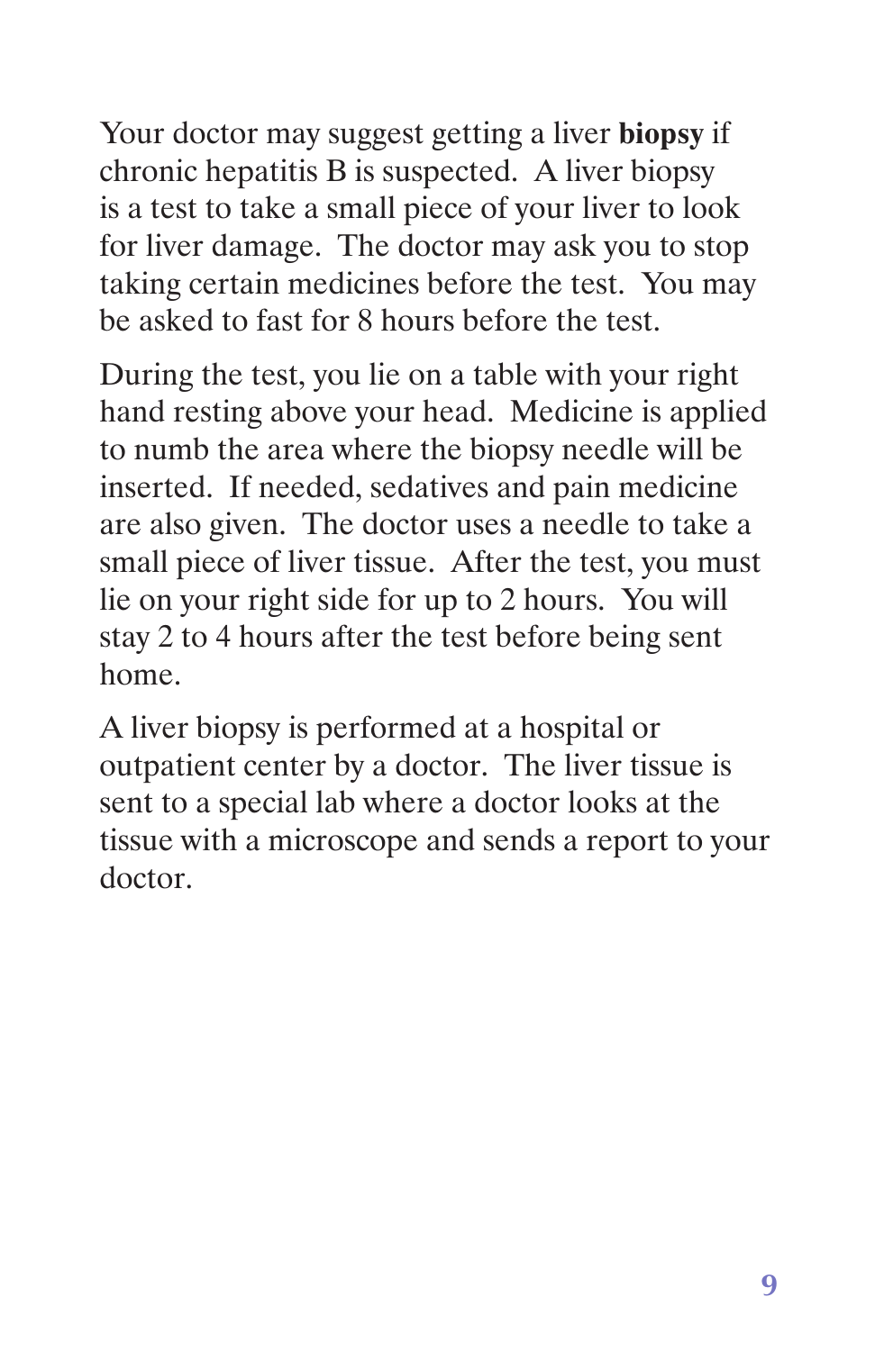Your doctor may suggest getting a liver **biopsy** if chronic hepatitis B is suspected. A liver biopsy is a test to take a small piece of your liver to look for liver damage. The doctor may ask you to stop taking certain medicines before the test. You may be asked to fast for 8 hours before the test.

During the test, you lie on a table with your right hand resting above your head. Medicine is applied to numb the area where the biopsy needle will be inserted. If needed, sedatives and pain medicine are also given. The doctor uses a needle to take a small piece of liver tissue. After the test, you must lie on your right side for up to 2 hours. You will stay 2 to 4 hours after the test before being sent home.

A liver biopsy is performed at a hospital or outpatient center by a doctor. The liver tissue is sent to a special lab where a doctor looks at the tissue with a microscope and sends a report to your doctor.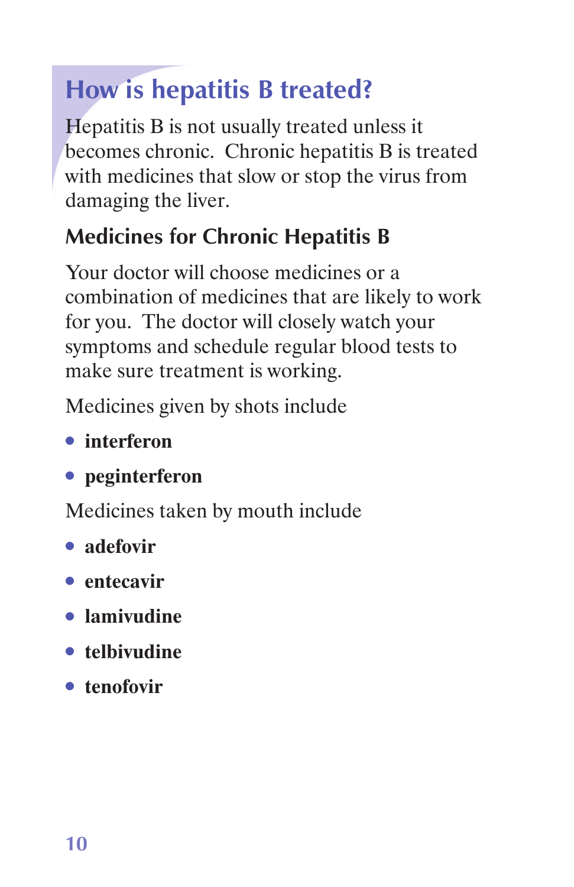## How is hepatitis B treated?

Hepatitis B is not usually treated unless it becomes chronic. Chronic hepatitis B is treated with medicines that slow or stop the virus from damaging the liver.

### Medicines for Chronic Hepatitis B

Your doctor will choose medicines or a combination of medicines that are likely to work for you. The doctor will closely watch your symptoms and schedule regular blood tests to make sure treatment is working.

Medicines given by shots include

- **interferon**
- **peginterferon**

Medicines taken by mouth include

- **adefovir**
- **entecavir**
- **lamivudine**
- **telbivudine**
- **tenofovir**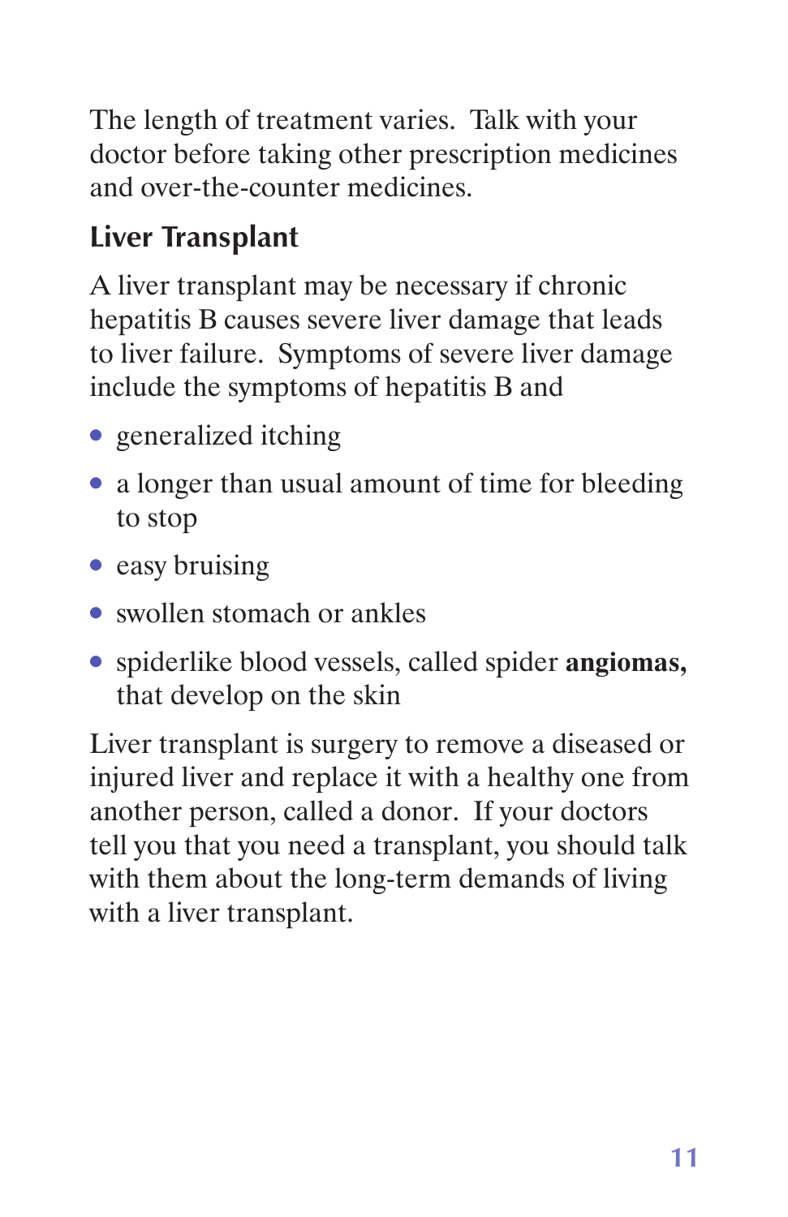The length of treatment varies. Talk with your doctor before taking other prescription medicines and over-the-counter medicines.

## Liver Transplant

A liver transplant may be necessary if chronic hepatitis B causes severe liver damage that leads to liver failure. Symptoms of severe liver damage include the symptoms of hepatitis B and

- generalized itching
- a longer than usual amount of time for bleeding to stop
- easy bruising
- swollen stomach or ankles
- spiderlike blood vessels, called spider **angiomas,** that develop on the skin

Liver transplant is surgery to remove a diseased or injured liver and replace it with a healthy one from another person, called a donor. If your doctors tell you that you need a transplant, you should talk with them about the long-term demands of living with a liver transplant.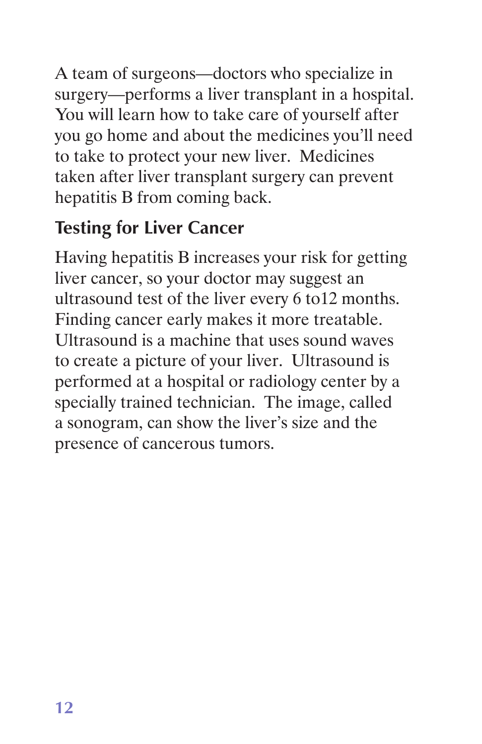A team of surgeons—doctors who specialize in surgery—performs a liver transplant in a hospital. You will learn how to take care of yourself after you go home and about the medicines you'll need to take to protect your new liver. Medicines taken after liver transplant surgery can prevent hepatitis B from coming back.

## Testing for Liver Cancer

Having hepatitis B increases your risk for getting liver cancer, so your doctor may suggest an ultrasound test of the liver every 6 to12 months. Finding cancer early makes it more treatable. Ultrasound is a machine that uses sound waves to create a picture of your liver. Ultrasound is performed at a hospital or radiology center by a specially trained technician. The image, called a sonogram, can show the liver's size and the presence of cancerous tumors.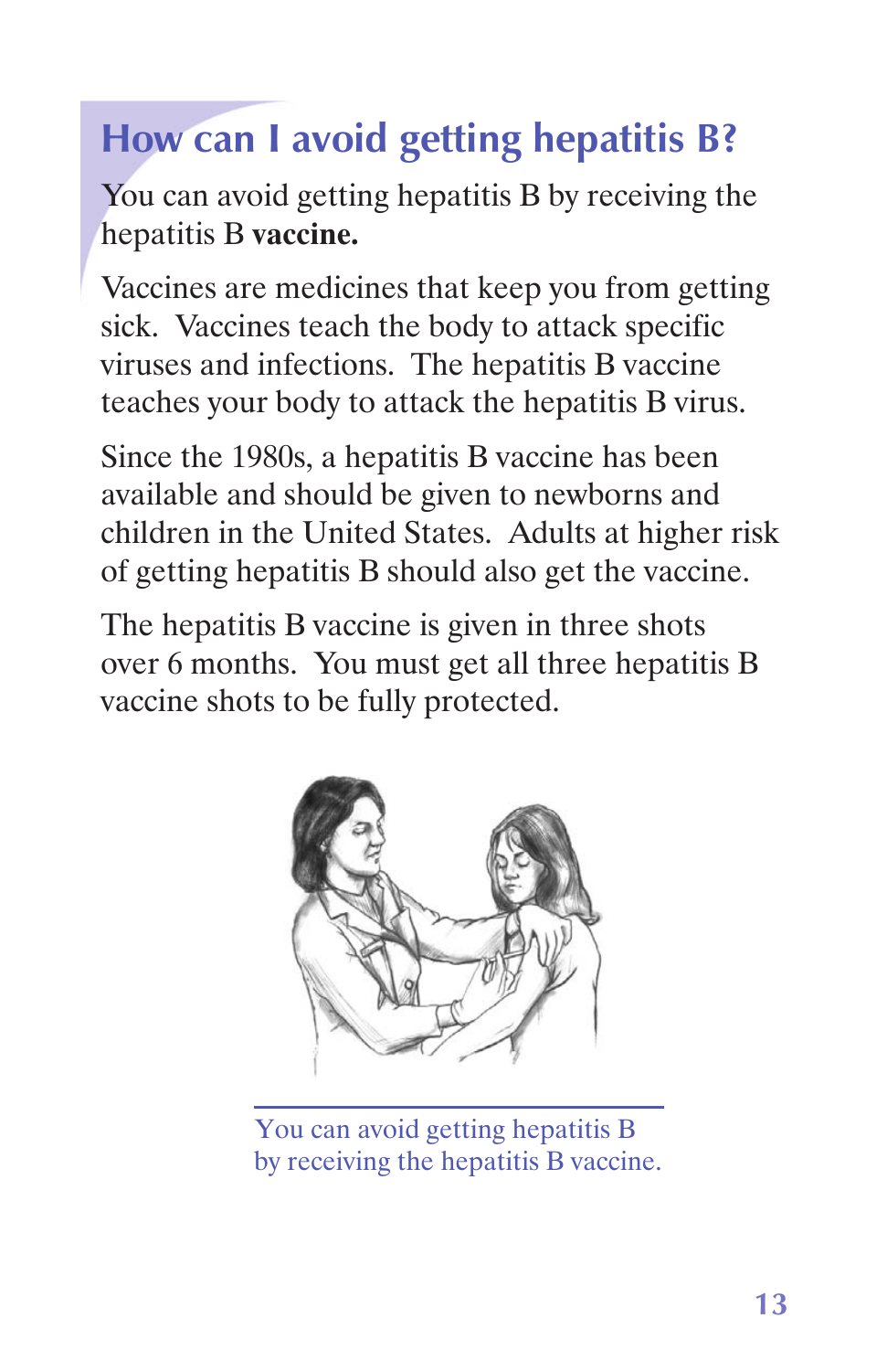## How can I avoid getting hepatitis B?

You can avoid getting hepatitis B by receiving the hepatitis B **vaccine.**

Vaccines are medicines that keep you from getting sick. Vaccines teach the body to attack specific viruses and infections. The hepatitis B vaccine teaches your body to attack the hepatitis B virus.

Since the 1980s, a hepatitis B vaccine has been available and should be given to newborns and children in the United States. Adults at higher risk of getting hepatitis B should also get the vaccine.

The hepatitis B vaccine is given in three shots over 6 months. You must get all three hepatitis B vaccine shots to be fully protected.

You can avoid getting hepatitis B by receiving the hepatitis B vaccine.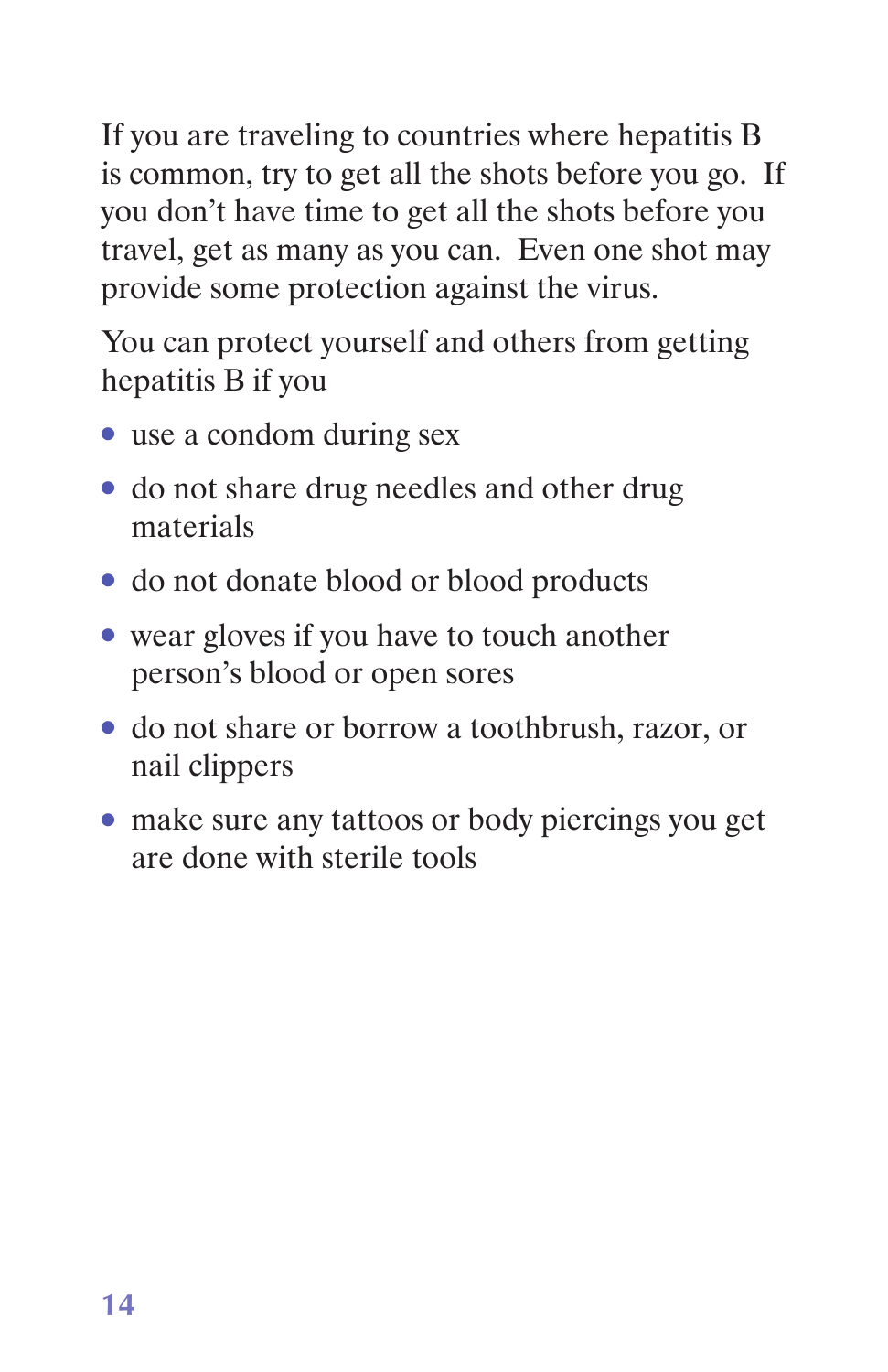If you are traveling to countries where hepatitis B is common, try to get all the shots before you go. If you don't have time to get all the shots before you travel, get as many as you can. Even one shot may provide some protection against the virus.

You can protect yourself and others from getting hepatitis B if you

- use a condom during sex
- do not share drug needles and other drug materials
- do not donate blood or blood products
- wear gloves if you have to touch another person's blood or open sores
- do not share or borrow a toothbrush, razor, or nail clippers
- make sure any tattoos or body piercings you get are done with sterile tools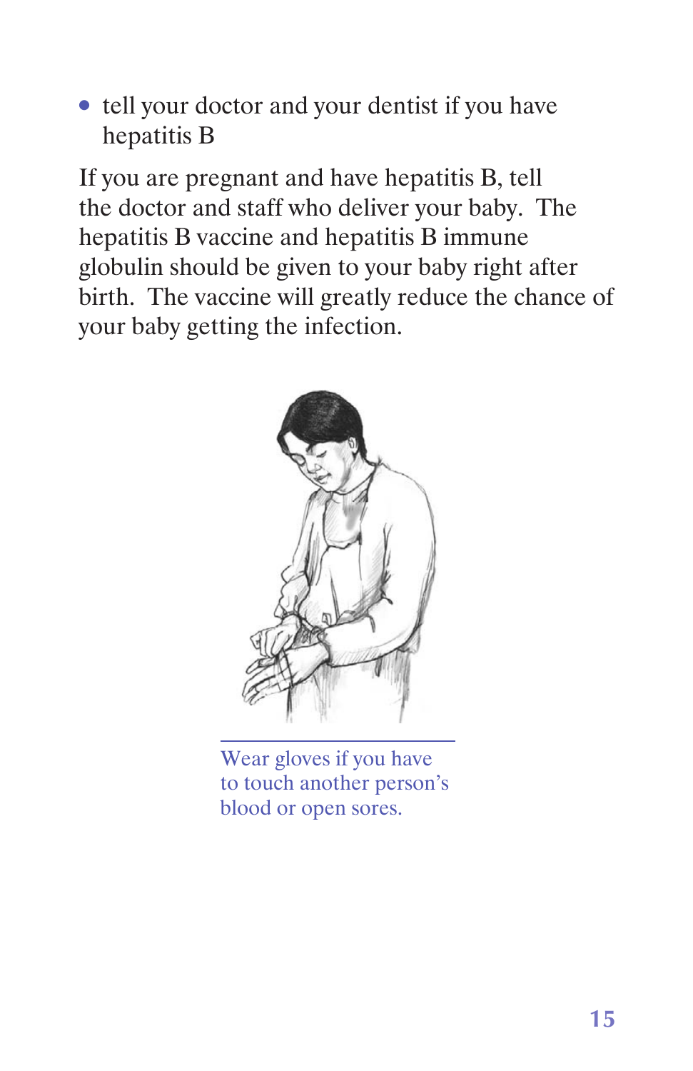- tell your doctor and your dentist if you have hepatitis B

If you are pregnant and have hepatitis B, tell the doctor and staff who deliver your baby. The hepatitis B vaccine and hepatitis B immune globulin should be given to your baby right after birth. The vaccine will greatly reduce the chance of your baby getting the infection.

Wear gloves if you have to touch another person's blood or open sores.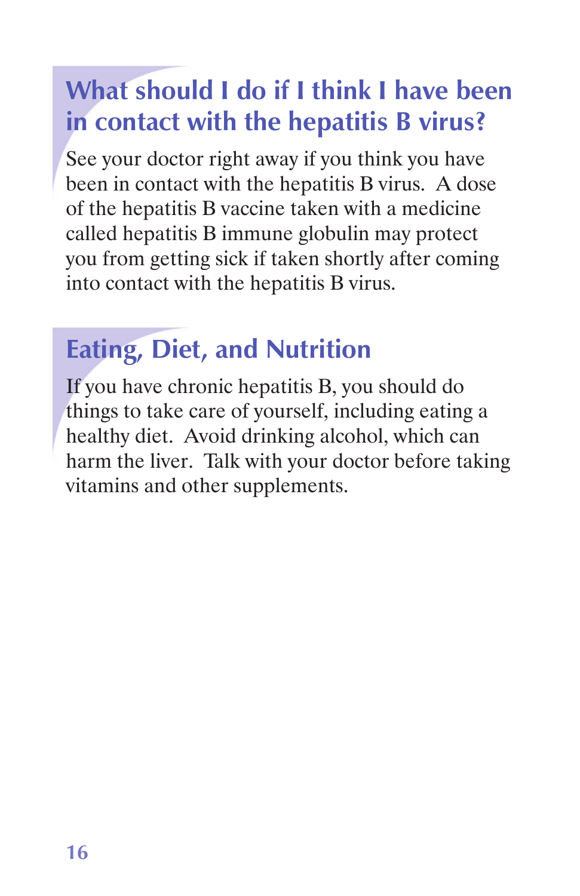## What should I do if I think I have been in contact with the hepatitis B virus?

See your doctor right away if you think you have been in contact with the hepatitis B virus. A dose of the hepatitis B vaccine taken with a medicine called hepatitis B immune globulin may protect you from getting sick if taken shortly after coming into contact with the hepatitis B virus.

## Eating, Diet, and Nutrition

If you have chronic hepatitis B, you should do things to take care of yourself, including eating a healthy diet. Avoid drinking alcohol, which can harm the liver. Talk with your doctor before taking vitamins and other supplements.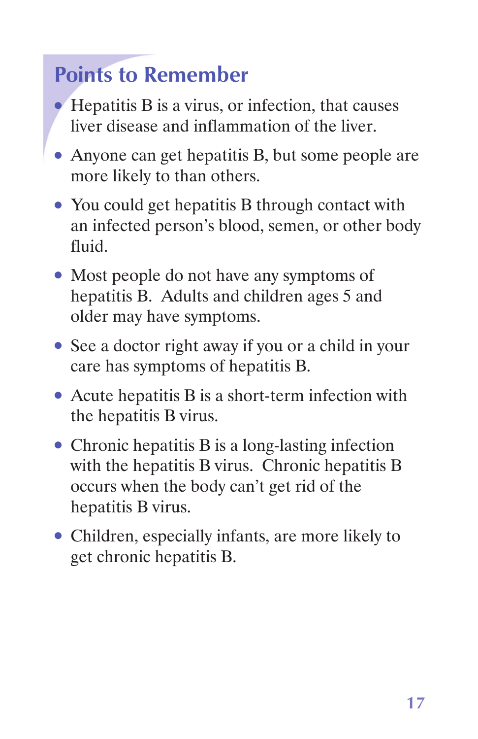## Points to Remember

- Hepatitis B is a virus, or infection, that causes liver disease and inflammation of the liver.
- Anyone can get hepatitis B, but some people are more likely to than others.
- You could get hepatitis B through contact with an infected person's blood, semen, or other body fluid.
- Most people do not have any symptoms of hepatitis B. Adults and children ages 5 and older may have symptoms.
- See a doctor right away if you or a child in your care has symptoms of hepatitis B.
- Acute hepatitis B is a short-term infection with the hepatitis B virus.
- Chronic hepatitis B is a long-lasting infection with the hepatitis B virus. Chronic hepatitis B occurs when the body can't get rid of the hepatitis B virus.
- Children, especially infants, are more likely to get chronic hepatitis B.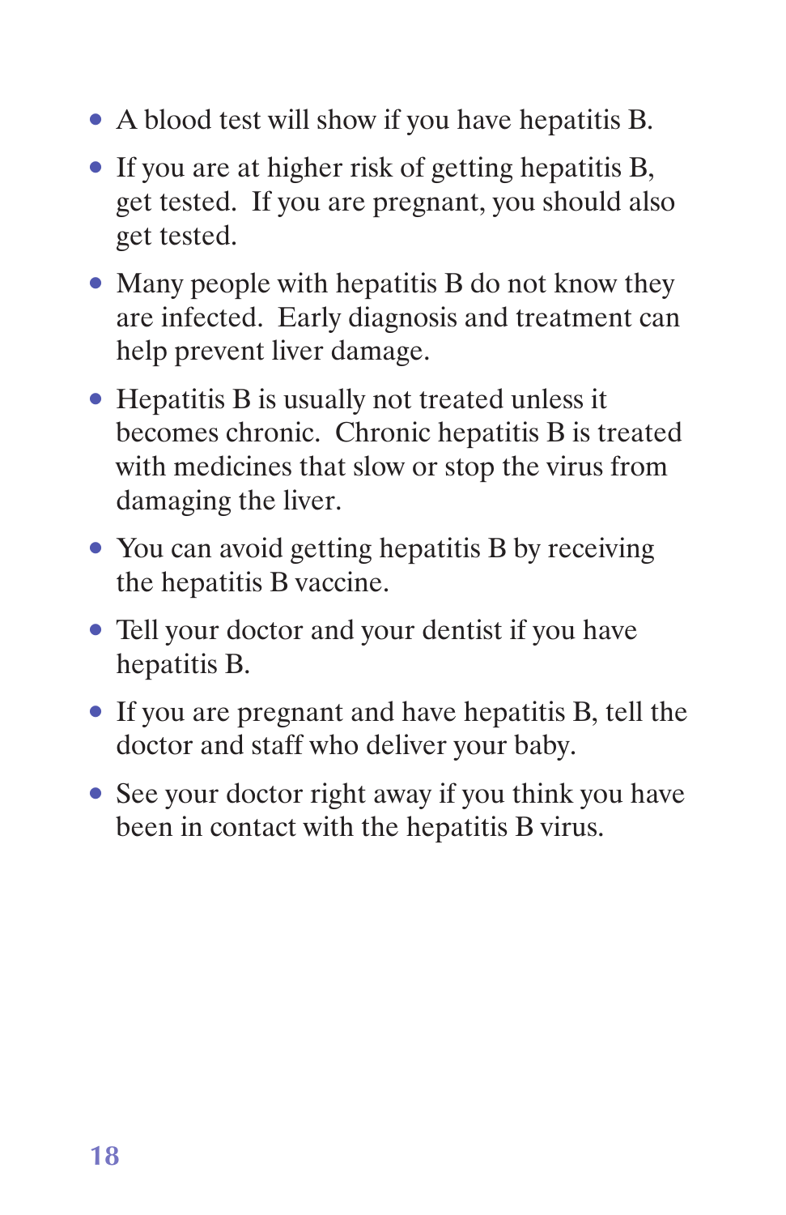- A blood test will show if you have hepatitis B.
- If you are at higher risk of getting hepatitis B, get tested. If you are pregnant, you should also get tested.
- Many people with hepatitis B do not know they are infected. Early diagnosis and treatment can help prevent liver damage.
- Hepatitis B is usually not treated unless it becomes chronic. Chronic hepatitis B is treated with medicines that slow or stop the virus from damaging the liver.
- You can avoid getting hepatitis B by receiving the hepatitis B vaccine.
- Tell your doctor and your dentist if you have hepatitis B.
- If you are pregnant and have hepatitis B, tell the doctor and staff who deliver your baby.
- See your doctor right away if you think you have been in contact with the hepatitis B virus.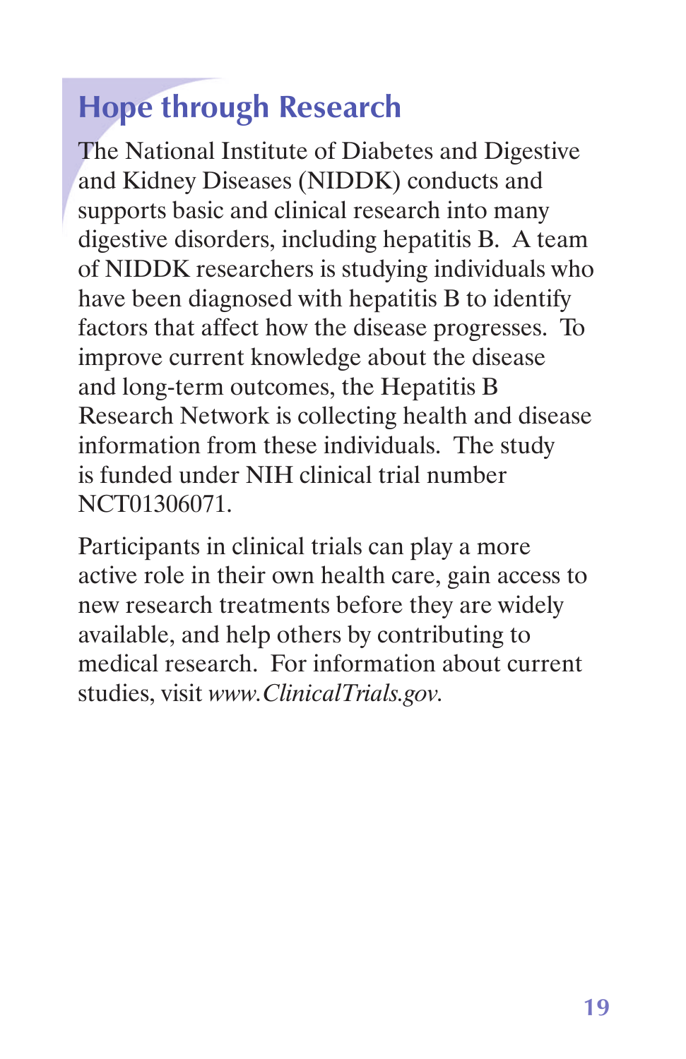## Hope through Research

The National Institute of Diabetes and Digestive and Kidney Diseases (NIDDK) conducts and supports basic and clinical research into many digestive disorders, including hepatitis B. A team of NIDDK researchers is studying individuals who have been diagnosed with hepatitis B to identify factors that affect how the disease progresses. To improve current knowledge about the disease and long-term outcomes, the Hepatitis B Research Network is collecting health and disease information from these individuals. The study is funded under NIH clinical trial number NCT01306071.

Participants in clinical trials can play a more active role in their own health care, gain access to new research treatments before they are widely available, and help others by contributing to medical research. For information about current studies, visit *www.ClinicalTrials.gov*.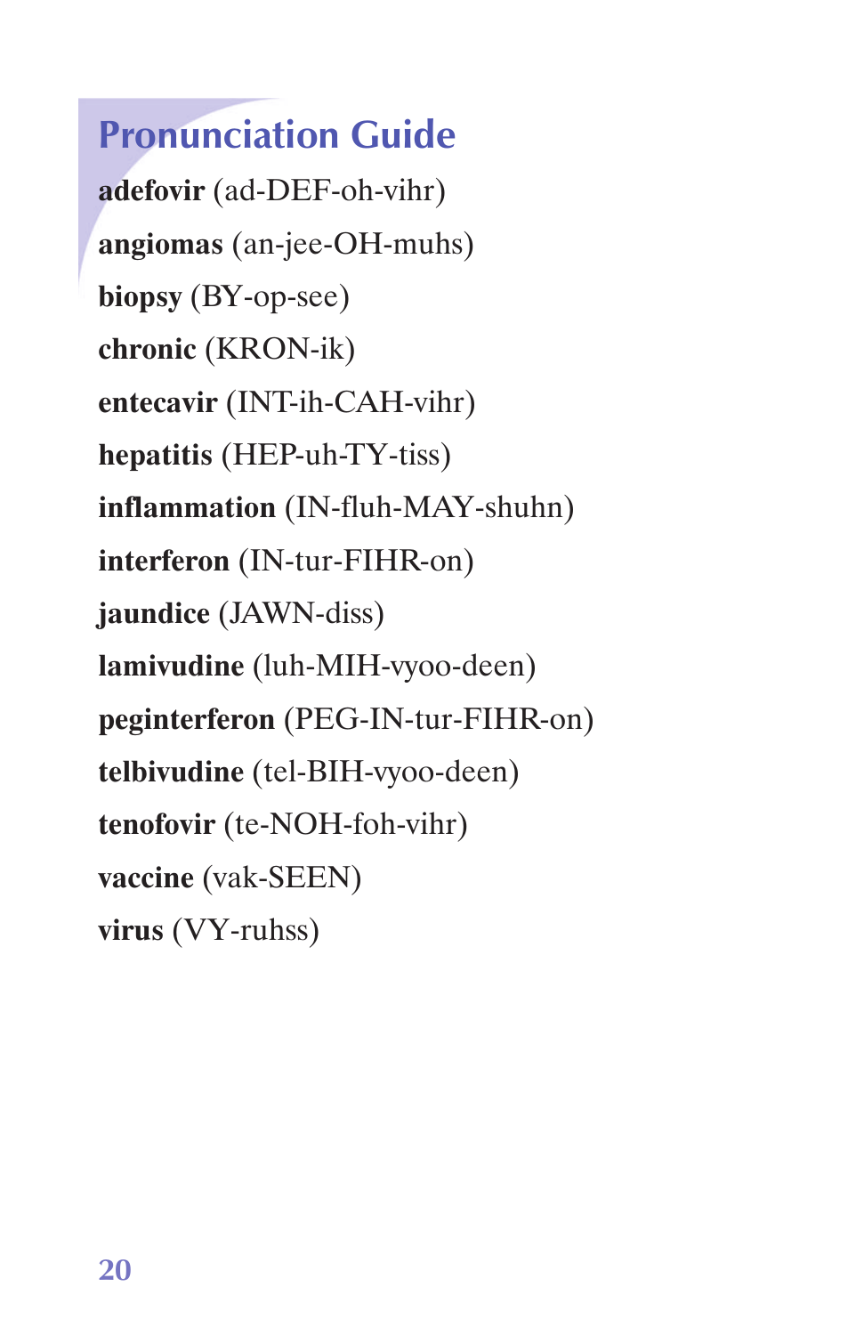## Pronunciation Guide

**adefovir** (ad-DEF-oh-vihr)

**angiomas** (an-jee-OH-muhs)

**biopsy** (BY-op-see)

**chronic** (KRON-ik)

**entecavir** (INT-ih-CAH-vihr)

**hepatitis** (HEP-uh-TY-tiss)

**inflammation** (IN-fluh-MAY-shuhn)

**interferon** (IN-tur-FIHR-on)

**jaundice** (JAWN-diss)

**lamivudine** (luh-MIH-vyoo-deen)

**peginterferon** (PEG-IN-tur-FIHR-on)

**telbivudine** (tel-BIH-vyoo-deen)

**tenofovir** (te-NOH-foh-vihr)

**vaccine** (vak-SEEN)

**virus** (VY-ruhss)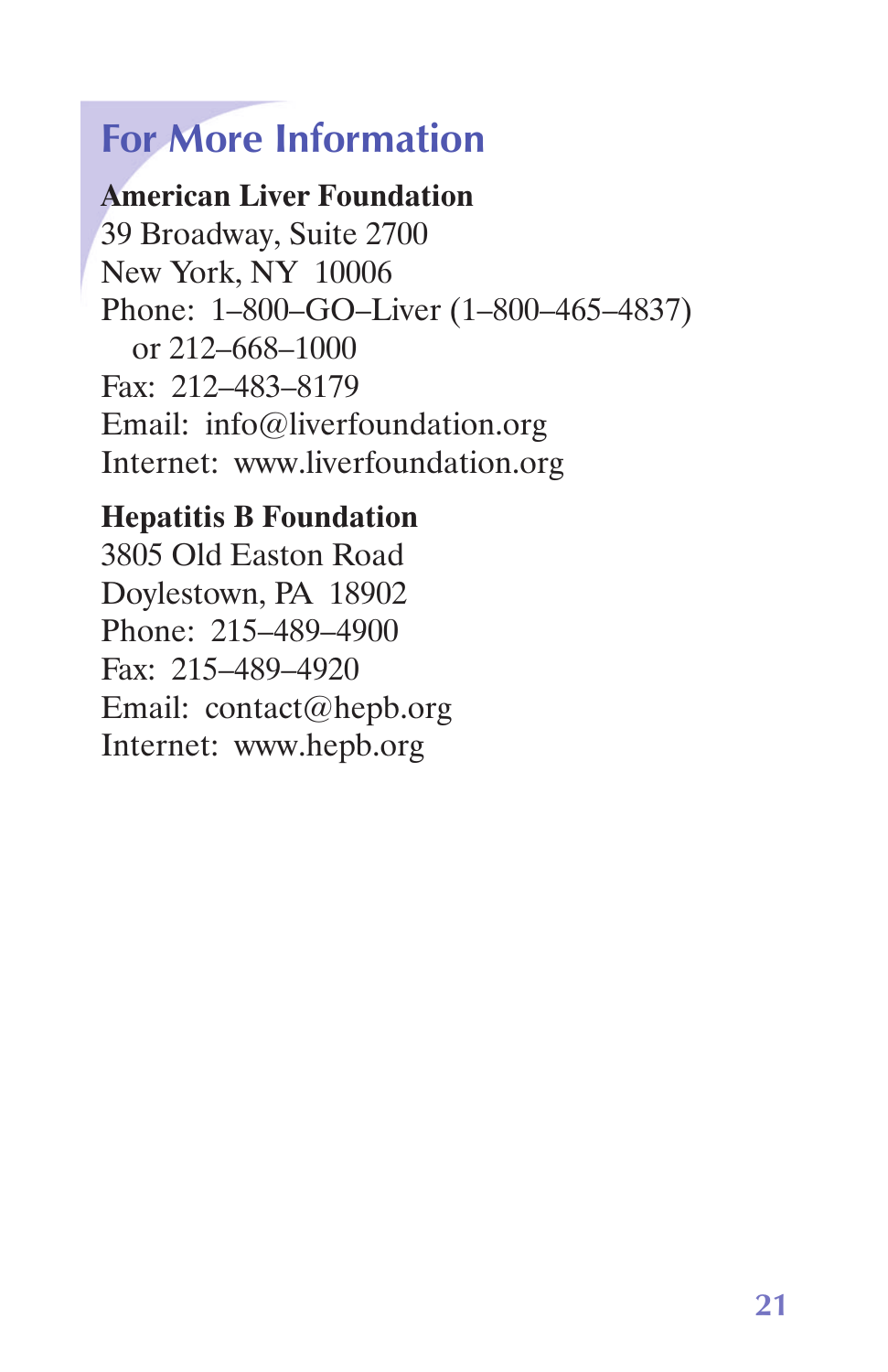## For More Information

**American Liver Foundation**
39 Broadway, Suite 2700
New York, NY 10006
Phone: 1–800–GO–Liver (1–800–465–4837)
or 212–668–1000
Fax: 212–483–8179
Email: info@liverfoundation.org
Internet: www.liverfoundation.org

**Hepatitis B Foundation**
3805 Old Easton Road
Doylestown, PA 18902
Phone: 215–489–4900
Fax: 215–489–4920
Email: contact@hepb.org
Internet: www.hepb.org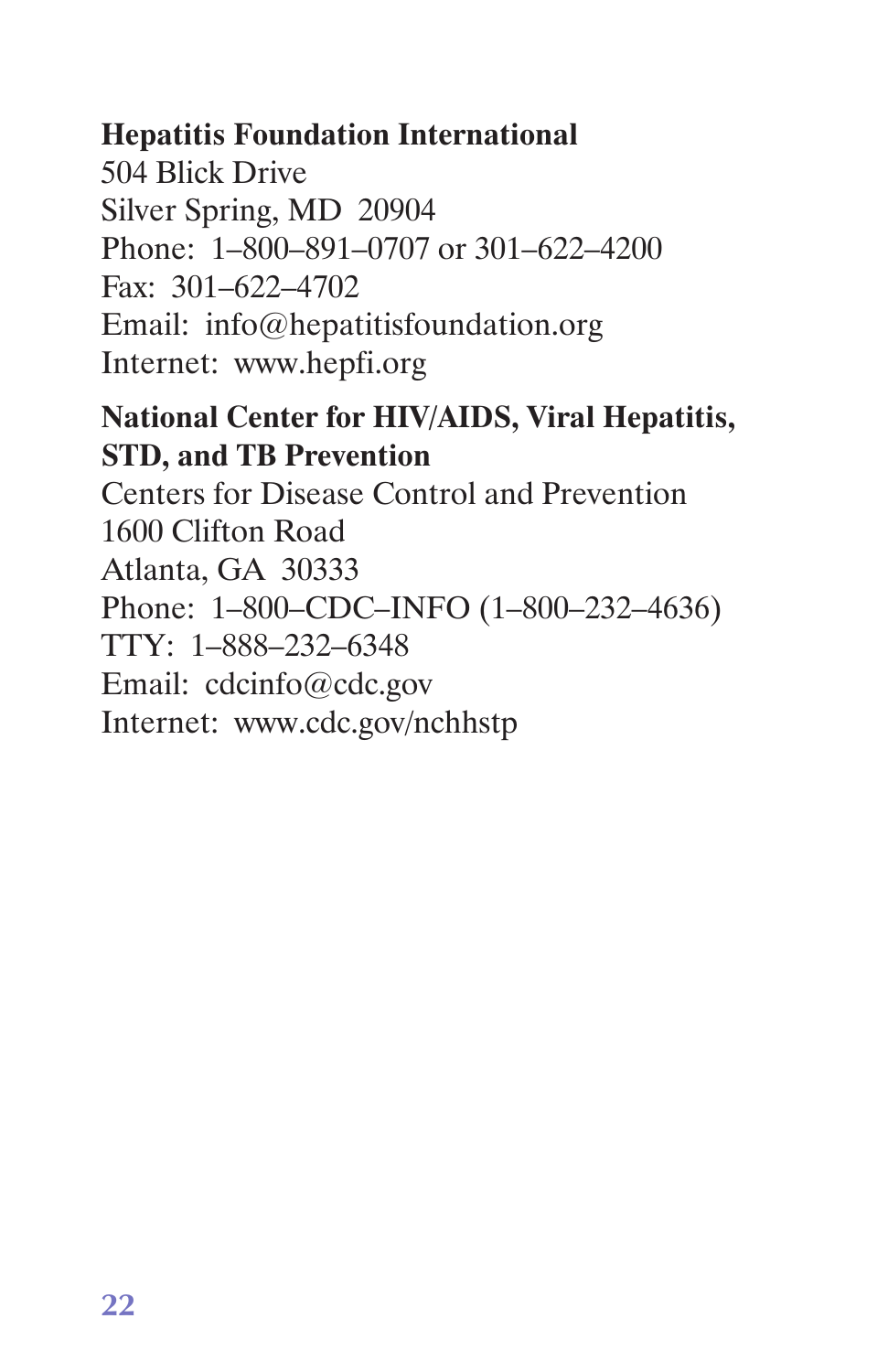**Hepatitis Foundation International**
504 Blick Drive
Silver Spring, MD 20904
Phone: 1–800–891–0707 or 301–622–4200
Fax: 301–622–4702
Email: info@hepatitisfoundation.org
Internet: www.hepfi.org

**National Center for HIV/AIDS, Viral Hepatitis, STD, and TB Prevention**
Centers for Disease Control and Prevention
1600 Clifton Road
Atlanta, GA 30333
Phone: 1–800–CDC–INFO (1–800–232–4636)
TTY: 1–888–232–6348
Email: cdcinfo@cdc.gov
Internet: www.cdc.gov/nchhstp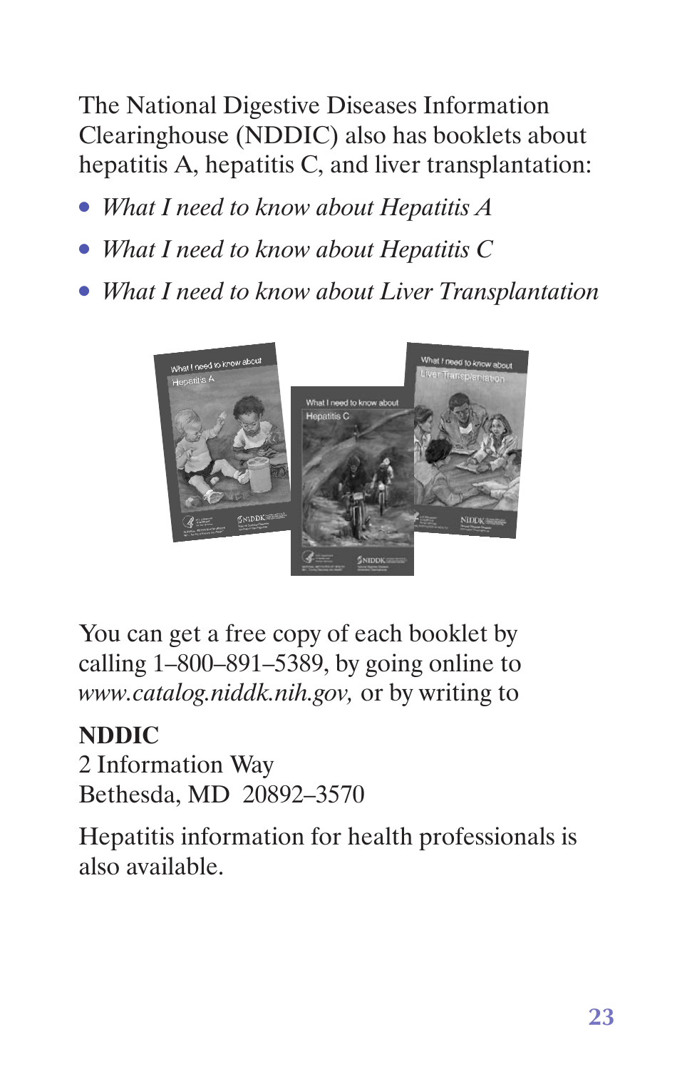The National Digestive Diseases Information Clearinghouse (NDDIC) also has booklets about hepatitis A, hepatitis C, and liver transplantation:

- *What I need to know about Hepatitis A*
- *What I need to know about Hepatitis C*
- *What I need to know about Liver Transplantation*

You can get a free copy of each booklet by calling 1–800–891–5389, by going online to *www.catalog.niddk.nih.gov,* or by writing to

**NDDIC**
2 Information Way
Bethesda, MD 20892–3570

Hepatitis information for health professionals is also available.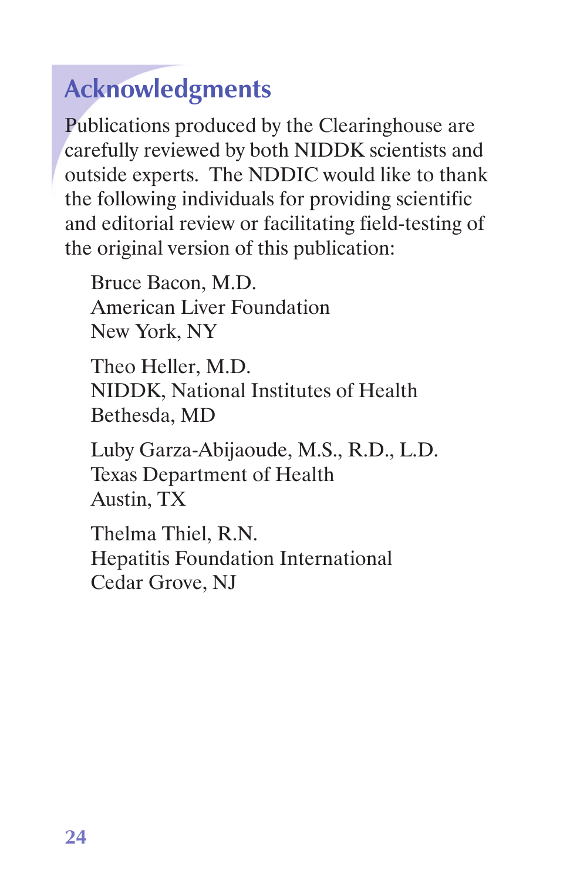## Acknowledgments

Publications produced by the Clearinghouse are carefully reviewed by both NIDDK scientists and outside experts. The NDDIC would like to thank the following individuals for providing scientific and editorial review or facilitating field-testing of the original version of this publication:

Bruce Bacon, M.D.
American Liver Foundation
New York, NY

Theo Heller, M.D.
NIDDK, National Institutes of Health
Bethesda, MD

Luby Garza-Abijaoude, M.S., R.D., L.D.
Texas Department of Health
Austin, TX

Thelma Thiel, R.N.
Hepatitis Foundation International
Cedar Grove, NJ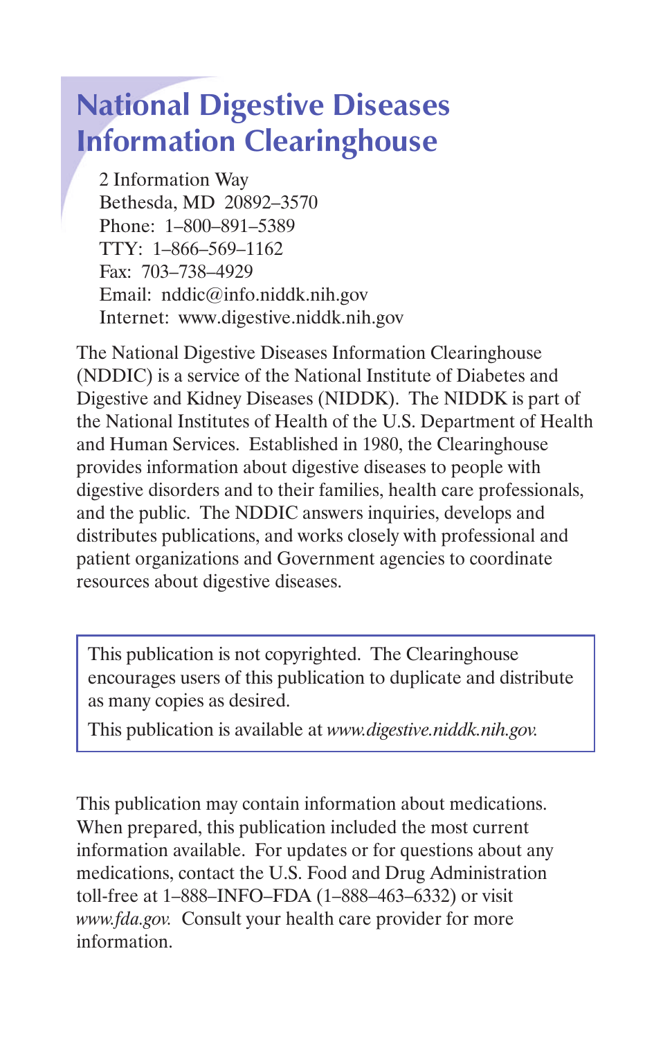# National Digestive Diseases Information Clearinghouse

2 Information Way  
Bethesda, MD 20892–3570  
Phone: 1–800–891–5389  
TTY: 1–866–569–1162  
Fax: 703–738–4929  
Email: nddic@info.niddk.nih.gov  
Internet: www.digestive.niddk.nih.gov

The National Digestive Diseases Information Clearinghouse (NDDIC) is a service of the National Institute of Diabetes and Digestive and Kidney Diseases (NIDDK). The NIDDK is part of the National Institutes of Health of the U.S. Department of Health and Human Services. Established in 1980, the Clearinghouse provides information about digestive diseases to people with digestive disorders and to their families, health care professionals, and the public. The NDDIC answers inquiries, develops and distributes publications, and works closely with professional and patient organizations and Government agencies to coordinate resources about digestive diseases.

This publication is not copyrighted. The Clearinghouse encourages users of this publication to duplicate and distribute as many copies as desired.

This publication is available at *www.digestive.niddk.nih.gov.*

This publication may contain information about medications. When prepared, this publication included the most current information available. For updates or for questions about any medications, contact the U.S. Food and Drug Administration toll-free at 1–888–INFO–FDA (1–888–463–6332) or visit *www.fda.gov.* Consult your health care provider for more information.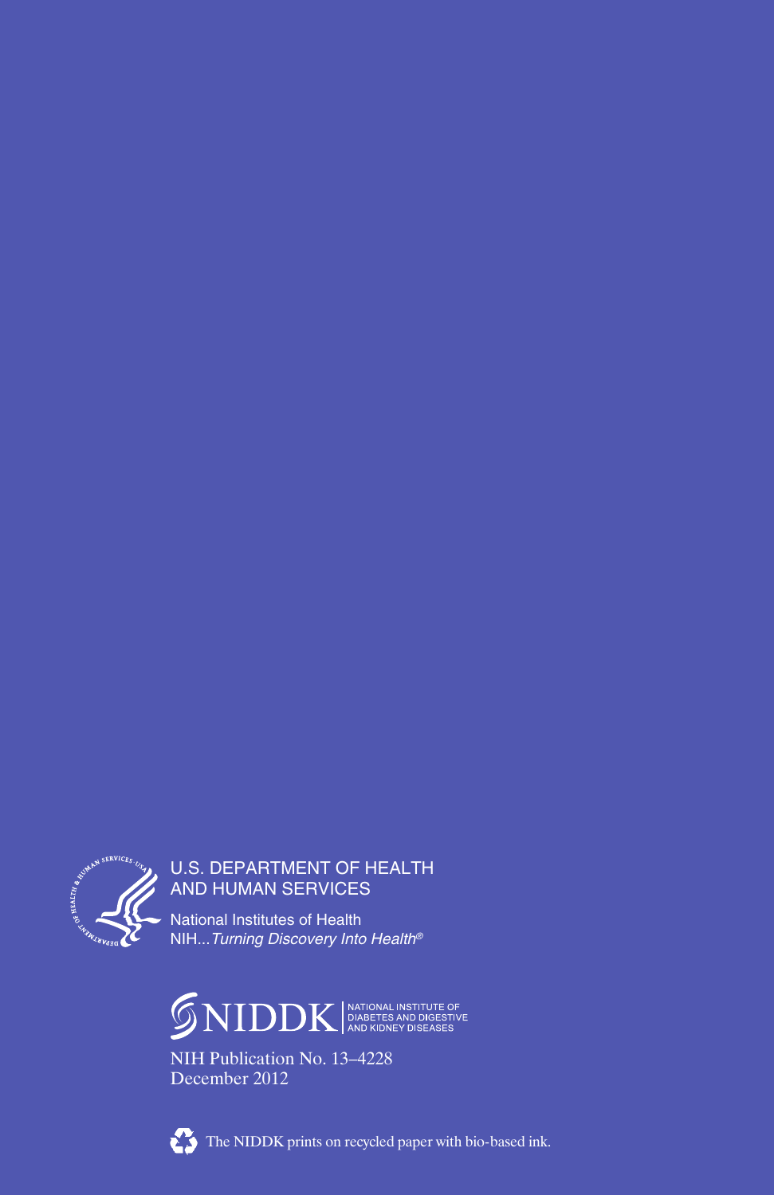U.S. DEPARTMENT OF HEALTH AND HUMAN SERVICES

National Institutes of Health
NIH...*Turning Discovery Into Health®*

NIDDK | NATIONAL INSTITUTE OF DIABETES AND DIGESTIVE AND KIDNEY DISEASES

NIH Publication No. 13–4228
December 2012

The NIDDK prints on recycled paper with bio-based ink.